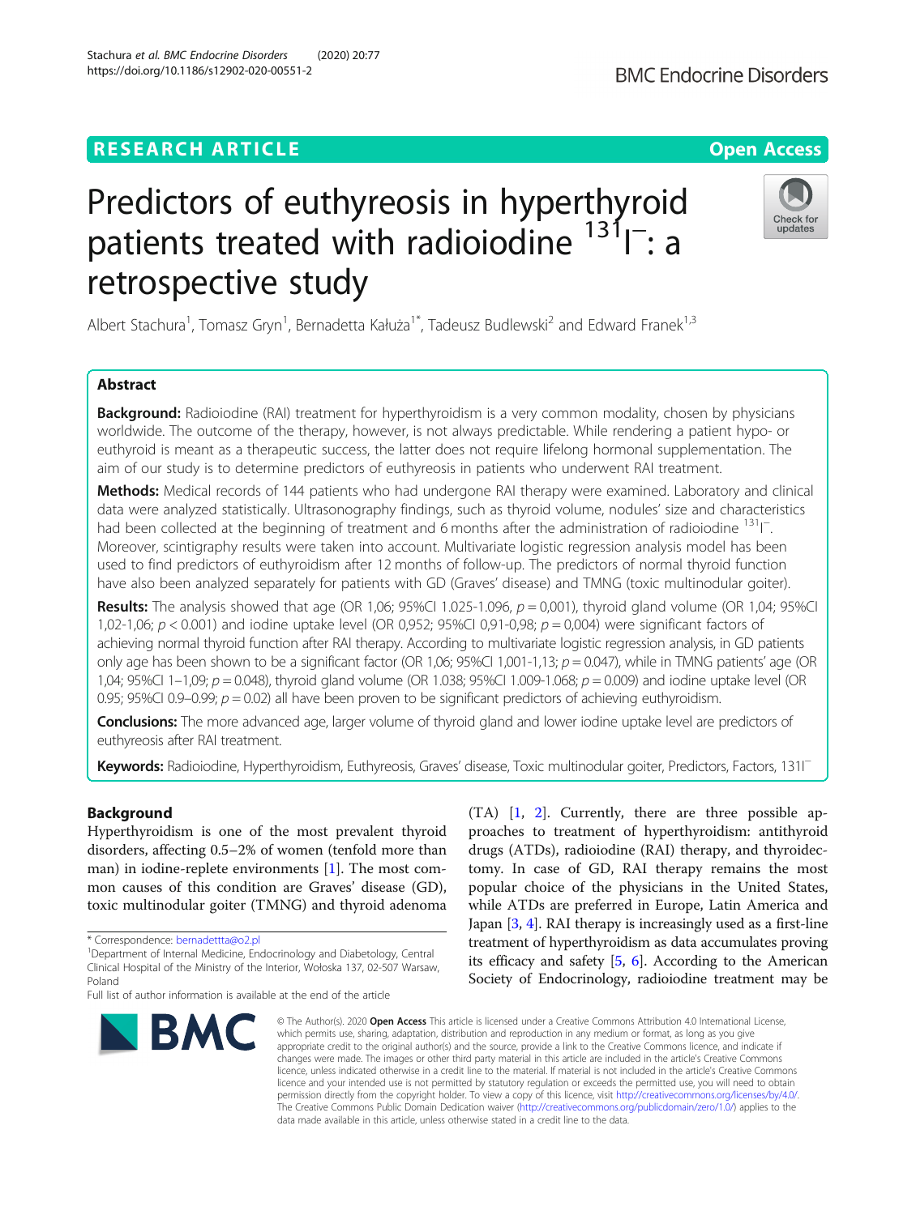RESEARCH ARTICLE

Open Access

# Predictors of euthyreosis in hyperthyroid patients treated with radioiodine $^{131}I^{-}$: a retrospective study

Albert Stachura[1], Tomasz Gryn[1], Bernadetta Kałuża[1*], Tadeusz Budlewski[2] and Edward Franek[1,3]

## Abstract

**Background:** Radioiodine (RAI) treatment for hyperthyroidism is a very common modality, chosen by physicians worldwide. The outcome of the therapy, however, is not always predictable. While rendering a patient hypo- or euthyroid is meant as a therapeutic success, the latter does not require lifelong hormonal supplementation. The aim of our study is to determine predictors of euthyreosis in patients who underwent RAI treatment.

**Methods:** Medical records of 144 patients who had undergone RAI therapy were examined. Laboratory and clinical data were analyzed statistically. Ultrasonography findings, such as thyroid volume, nodules' size and characteristics had been collected at the beginning of treatment and 6 months after the administration of radioiodine $^{131}I^{-}$. Moreover, scintigraphy results were taken into account. Multivariate logistic regression analysis model has been used to find predictors of euthyroidism after 12 months of follow-up. The predictors of normal thyroid function have also been analyzed separately for patients with GD (Graves' disease) and TMNG (toxic multinodular goiter).

**Results:** The analysis showed that age (OR 1,06; 95%CI 1.025-1.096, $p = 0{,}001$), thyroid gland volume (OR 1,04; 95%CI 1,02-1,06; $p < 0.001$) and iodine uptake level (OR 0,952; 95%CI 0,91-0,98; $p = 0{,}004$) were significant factors of achieving normal thyroid function after RAI therapy. According to multivariate logistic regression analysis, in GD patients only age has been shown to be a significant factor (OR 1,06; 95%CI 1,001-1,13; $p = 0.047$), while in TMNG patients' age (OR 1,04; 95%CI 1–1,09; $p = 0.048$), thyroid gland volume (OR 1.038; 95%CI 1.009-1.068; $p = 0.009$) and iodine uptake level (OR 0.95; 95%CI 0.9–0.99; $p = 0.02$) all have been proven to be significant predictors of achieving euthyroidism.

**Conclusions:** The more advanced age, larger volume of thyroid gland and lower iodine uptake level are predictors of euthyreosis after RAI treatment.

**Keywords:** Radioiodine, Hyperthyroidism, Euthyreosis, Graves' disease, Toxic multinodular goiter, Predictors, Factors, 131I⁻

## Background

Hyperthyroidism is one of the most prevalent thyroid disorders, affecting 0.5–2% of women (tenfold more than man) in iodine-replete environments [1]. The most common causes of this condition are Graves' disease (GD), toxic multinodular goiter (TMNG) and thyroid adenoma (TA) [1, 2]. Currently, there are three possible approaches to treatment of hyperthyroidism: antithyroid drugs (ATDs), radioiodine (RAI) therapy, and thyroidectomy. In case of GD, RAI therapy remains the most popular choice of the physicians in the United States, while ATDs are preferred in Europe, Latin America and Japan [3, 4]. RAI therapy is increasingly used as a first-line treatment of hyperthyroidism as data accumulates proving its efficacy and safety [5, 6]. According to the American Society of Endocrinology, radioiodine treatment may be

\* Correspondence: bernadettta@o2.pl
[1]Department of Internal Medicine, Endocrinology and Diabetology, Central Clinical Hospital of the Ministry of the Interior, Wołoska 137, 02-507 Warsaw, Poland
Full list of author information is available at the end of the article

© The Author(s). 2020 **Open Access** This article is licensed under a Creative Commons Attribution 4.0 International License, which permits use, sharing, adaptation, distribution and reproduction in any medium or format, as long as you give appropriate credit to the original author(s) and the source, provide a link to the Creative Commons licence, and indicate if changes were made. The images or other third party material in this article are included in the article's Creative Commons licence, unless indicated otherwise in a credit line to the material. If material is not included in the article's Creative Commons licence and your intended use is not permitted by statutory regulation or exceeds the permitted use, you will need to obtain permission directly from the copyright holder. To view a copy of this licence, visit http://creativecommons.org/licenses/by/4.0/. The Creative Commons Public Domain Dedication waiver (http://creativecommons.org/publicdomain/zero/1.0/) applies to the data made available in this article, unless otherwise stated in a credit line to the data.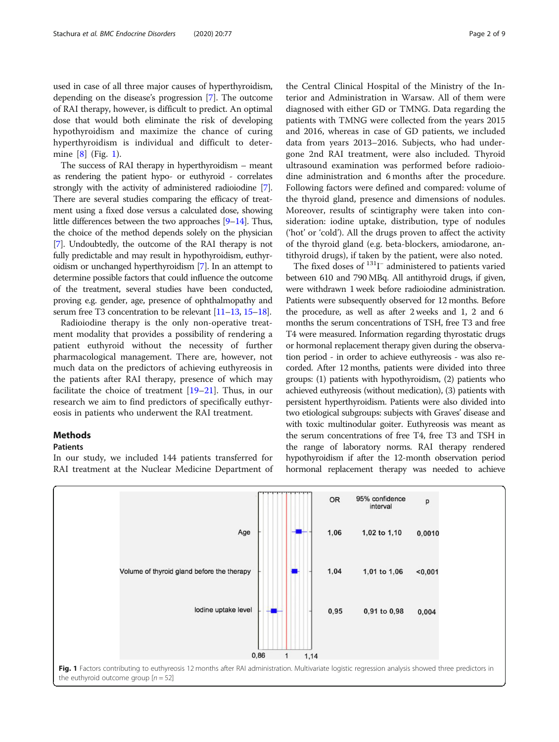used in case of all three major causes of hyperthyroidism, depending on the disease's progression [7]. The outcome of RAI therapy, however, is difficult to predict. An optimal dose that would both eliminate the risk of developing hypothyroidism and maximize the chance of curing hyperthyroidism is individual and difficult to determine [8] (Fig. 1).

The success of RAI therapy in hyperthyroidism – meant as rendering the patient hypo- or euthyroid - correlates strongly with the activity of administered radioiodine [7]. There are several studies comparing the efficacy of treatment using a fixed dose versus a calculated dose, showing little differences between the two approaches [9–14]. Thus, the choice of the method depends solely on the physician [7]. Undoubtedly, the outcome of the RAI therapy is not fully predictable and may result in hypothyroidism, euthyroidism or unchanged hyperthyroidism [7]. In an attempt to determine possible factors that could influence the outcome of the treatment, several studies have been conducted, proving e.g. gender, age, presence of ophthalmopathy and serum free T3 concentration to be relevant [11–13, 15–18].

Radioiodine therapy is the only non-operative treatment modality that provides a possibility of rendering a patient euthyroid without the necessity of further pharmacological management. There are, however, not much data on the predictors of achieving euthyreosis in the patients after RAI therapy, presence of which may facilitate the choice of treatment [19–21]. Thus, in our research we aim to find predictors of specifically euthyreosis in patients who underwent the RAI treatment.

## Methods

### Patients

In our study, we included 144 patients transferred for RAI treatment at the Nuclear Medicine Department of the Central Clinical Hospital of the Ministry of the Interior and Administration in Warsaw. All of them were diagnosed with either GD or TMNG. Data regarding the patients with TMNG were collected from the years 2015 and 2016, whereas in case of GD patients, we included data from years 2013–2016. Subjects, who had undergone 2nd RAI treatment, were also included. Thyroid ultrasound examination was performed before radioiodine administration and 6 months after the procedure. Following factors were defined and compared: volume of the thyroid gland, presence and dimensions of nodules. Moreover, results of scintigraphy were taken into consideration: iodine uptake, distribution, type of nodules ('hot' or 'cold'). All the drugs proven to affect the activity of the thyroid gland (e.g. beta-blockers, amiodarone, antithyroid drugs), if taken by the patient, were also noted.

The fixed doses of $^{131}I^{-}$ administered to patients varied between 610 and 790 MBq. All antithyroid drugs, if given, were withdrawn 1 week before radioiodine administration. Patients were subsequently observed for 12 months. Before the procedure, as well as after 2 weeks and 1, 2 and 6 months the serum concentrations of TSH, free T3 and free T4 were measured. Information regarding thyrostatic drugs or hormonal replacement therapy given during the observation period - in order to achieve euthyreosis - was also recorded. After 12 months, patients were divided into three groups: (1) patients with hypothyroidism, (2) patients who achieved euthyreosis (without medication), (3) patients with persistent hyperthyroidism. Patients were also divided into two etiological subgroups: subjects with Graves' disease and with toxic multinodular goiter. Euthyreosis was meant as the serum concentrations of free T4, free T3 and TSH in the range of laboratory norms. RAI therapy rendered hypothyroidism if after the 12-month observation period hormonal replacement therapy was needed to achieve

| | OR | 95% confidence interval | p |
|---|---|---|---|
| Age | 1,06 | 1,02 to 1,10 | 0,0010 |
| Volume of thyroid gland before the therapy | 1,04 | 1,01 to 1,06 | <0,001 |
| Iodine uptake level | 0,95 | 0,91 to 0,98 | 0,004 |

**Fig. 1** Factors contributing to euthyreosis 12 months after RAI administration. Multivariate logistic regression analysis showed three predictors in the euthyroid outcome group [n = 52]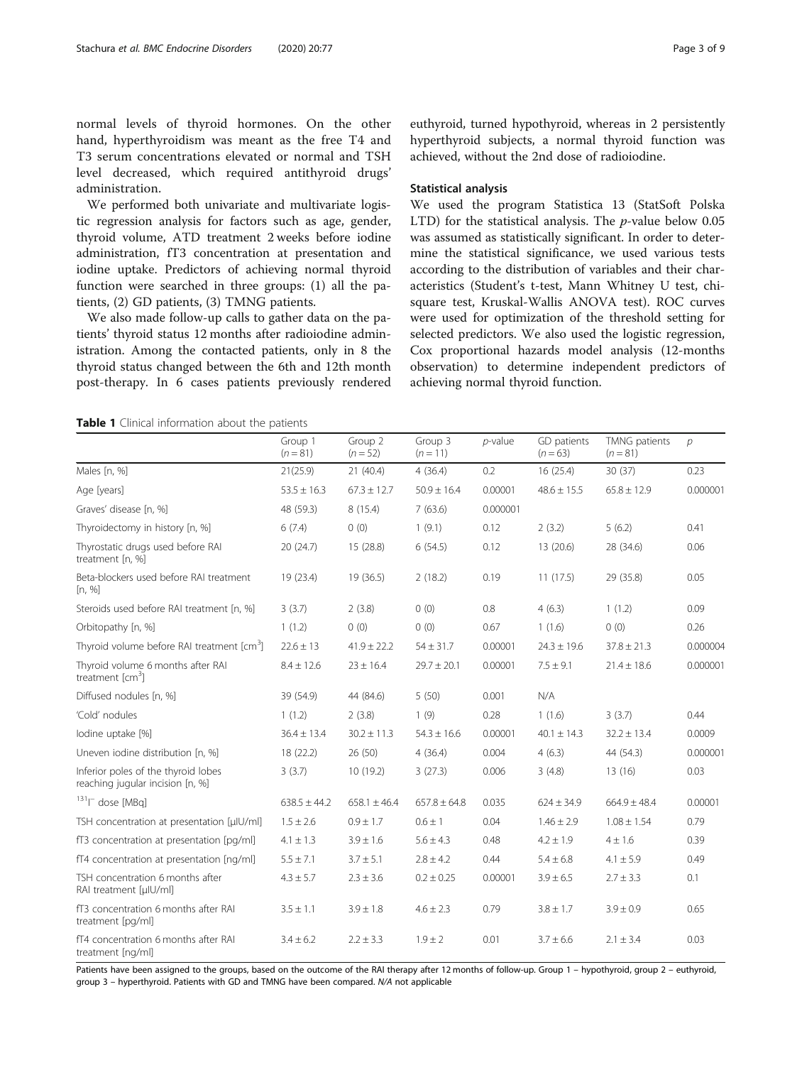normal levels of thyroid hormones. On the other hand, hyperthyroidism was meant as the free T4 and T3 serum concentrations elevated or normal and TSH level decreased, which required antithyroid drugs' administration.

We performed both univariate and multivariate logistic regression analysis for factors such as age, gender, thyroid volume, ATD treatment 2 weeks before iodine administration, fT3 concentration at presentation and iodine uptake. Predictors of achieving normal thyroid function were searched in three groups: (1) all the patients, (2) GD patients, (3) TMNG patients.

We also made follow-up calls to gather data on the patients' thyroid status 12 months after radioiodine administration. Among the contacted patients, only in 8 the thyroid status changed between the 6th and 12th month post-therapy. In 6 cases patients previously rendered euthyroid, turned hypothyroid, whereas in 2 persistently hyperthyroid subjects, a normal thyroid function was achieved, without the 2nd dose of radioiodine.

### Statistical analysis

We used the program Statistica 13 (StatSoft Polska LTD) for the statistical analysis. The *p*-value below 0.05 was assumed as statistically significant. In order to determine the statistical significance, we used various tests according to the distribution of variables and their characteristics (Student's t-test, Mann Whitney U test, chi-square test, Kruskal-Wallis ANOVA test). ROC curves were used for optimization of the threshold setting for selected predictors. We also used the logistic regression, Cox proportional hazards model analysis (12-months observation) to determine independent predictors of achieving normal thyroid function.

**Table 1** Clinical information about the patients

| | Group 1 ($n = 81$) | Group 2 ($n = 52$) | Group 3 ($n = 11$) | *p*-value | GD patients ($n = 63$) | TMNG patients ($n = 81$) | *p* |
|---|---|---|---|---|---|---|---|
| Males [n, %] | 21(25.9) | 21 (40.4) | 4 (36.4) | 0.2 | 16 (25.4) | 30 (37) | 0.23 |
| Age [years] | 53.5 ± 16.3 | 67.3 ± 12.7 | 50.9 ± 16.4 | 0.00001 | 48.6 ± 15.5 | 65.8 ± 12.9 | 0.000001 |
| Graves' disease [n, %] | 48 (59.3) | 8 (15.4) | 7 (63.6) | 0.000001 | | | |
| Thyroidectomy in history [n, %] | 6 (7.4) | 0 (0) | 1 (9.1) | 0.12 | 2 (3.2) | 5 (6.2) | 0.41 |
| Thyrostatic drugs used before RAI treatment [n, %] | 20 (24.7) | 15 (28.8) | 6 (54.5) | 0.12 | 13 (20.6) | 28 (34.6) | 0.06 |
| Beta-blockers used before RAI treatment [n, %] | 19 (23.4) | 19 (36.5) | 2 (18.2) | 0.19 | 11 (17.5) | 29 (35.8) | 0.05 |
| Steroids used before RAI treatment [n, %] | 3 (3.7) | 2 (3.8) | 0 (0) | 0.8 | 4 (6.3) | 1 (1.2) | 0.09 |
| Orbitopathy [n, %] | 1 (1.2) | 0 (0) | 0 (0) | 0.67 | 1 (1.6) | 0 (0) | 0.26 |
| Thyroid volume before RAI treatment [cm$^3$] | 22.6 ± 13 | 41.9 ± 22.2 | 54 ± 31.7 | 0.00001 | 24.3 ± 19.6 | 37.8 ± 21.3 | 0.000004 |
| Thyroid volume 6 months after RAI treatment [cm$^3$] | 8.4 ± 12.6 | 23 ± 16.4 | 29.7 ± 20.1 | 0.00001 | 7.5 ± 9.1 | 21.4 ± 18.6 | 0.000001 |
| Diffused nodules [n, %] | 39 (54.9) | 44 (84.6) | 5 (50) | 0.001 | N/A | | |
| 'Cold' nodules | 1 (1.2) | 2 (3.8) | 1 (9) | 0.28 | 1 (1.6) | 3 (3.7) | 0.44 |
| Iodine uptake [%] | 36.4 ± 13.4 | 30.2 ± 11.3 | 54.3 ± 16.6 | 0.00001 | 40.1 ± 14.3 | 32.2 ± 13.4 | 0.0009 |
| Uneven iodine distribution [n, %] | 18 (22.2) | 26 (50) | 4 (36.4) | 0.004 | 4 (6.3) | 44 (54.3) | 0.000001 |
| Inferior poles of the thyroid lobes reaching jugular incision [n, %] | 3 (3.7) | 10 (19.2) | 3 (27.3) | 0.006 | 3 (4.8) | 13 (16) | 0.03 |
| $^{131}$I$^-$ dose [MBq] | 638.5 ± 44.2 | 658.1 ± 46.4 | 657.8 ± 64.8 | 0.035 | 624 ± 34.9 | 664.9 ± 48.4 | 0.00001 |
| TSH concentration at presentation [μIU/ml] | 1.5 ± 2.6 | 0.9 ± 1.7 | 0.6 ± 1 | 0.04 | 1.46 ± 2.9 | 1.08 ± 1.54 | 0.79 |
| fT3 concentration at presentation [pg/ml] | 4.1 ± 1.3 | 3.9 ± 1.6 | 5.6 ± 4.3 | 0.48 | 4.2 ± 1.9 | 4 ± 1.6 | 0.39 |
| fT4 concentration at presentation [ng/ml] | 5.5 ± 7.1 | 3.7 ± 5.1 | 2.8 ± 4.2 | 0.44 | 5.4 ± 6.8 | 4.1 ± 5.9 | 0.49 |
| TSH concentration 6 months after RAI treatment [μIU/ml] | 4.3 ± 5.7 | 2.3 ± 3.6 | 0.2 ± 0.25 | 0.00001 | 3.9 ± 6.5 | 2.7 ± 3.3 | 0.1 |
| fT3 concentration 6 months after RAI treatment [pg/ml] | 3.5 ± 1.1 | 3.9 ± 1.8 | 4.6 ± 2.3 | 0.79 | 3.8 ± 1.7 | 3.9 ± 0.9 | 0.65 |
| fT4 concentration 6 months after RAI treatment [ng/ml] | 3.4 ± 6.2 | 2.2 ± 3.3 | 1.9 ± 2 | 0.01 | 3.7 ± 6.6 | 2.1 ± 3.4 | 0.03 |

Patients have been assigned to the groups, based on the outcome of the RAI therapy after 12 months of follow-up. Group 1 – hypothyroid, group 2 – euthyroid, group 3 – hyperthyroid. Patients with GD and TMNG have been compared. *N/A* not applicable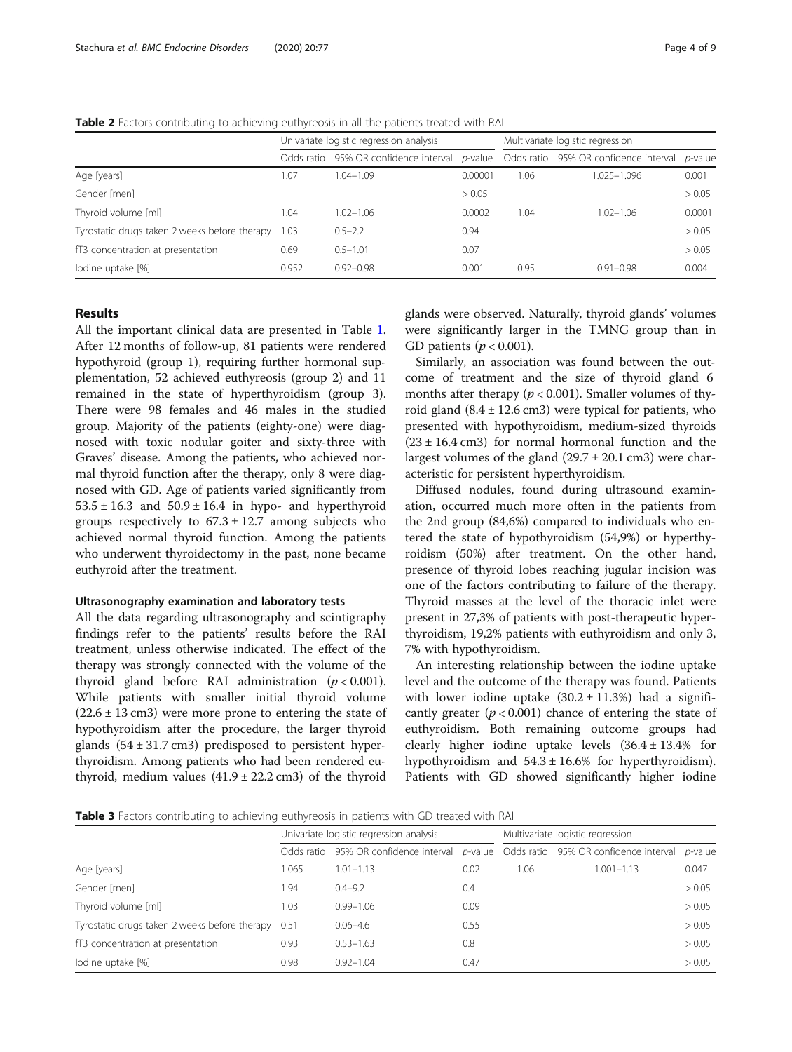**Table 2** Factors contributing to achieving euthyreosis in all the patients treated with RAI

| | Univariate logistic regression analysis | | | Multivariate logistic regression | | |
|---|---|---|---|---|---|---|
| | Odds ratio | 95% OR confidence interval | *p*-value | Odds ratio | 95% OR confidence interval | *p*-value |
| Age [years] | 1.07 | 1.04–1.09 | 0.00001 | 1.06 | 1.025–1.096 | 0.001 |
| Gender [men] | | | > 0.05 | | | > 0.05 |
| Thyroid volume [ml] | 1.04 | 1.02–1.06 | 0.0002 | 1.04 | 1.02–1.06 | 0.0001 |
| Tyrostatic drugs taken 2 weeks before therapy | 1.03 | 0.5–2.2 | 0.94 | | | > 0.05 |
| fT3 concentration at presentation | 0.69 | 0.5–1.01 | 0.07 | | | > 0.05 |
| Iodine uptake [%] | 0.952 | 0.92–0.98 | 0.001 | 0.95 | 0.91–0.98 | 0.004 |

## Results

All the important clinical data are presented in Table 1. After 12 months of follow-up, 81 patients were rendered hypothyroid (group 1), requiring further hormonal supplementation, 52 achieved euthyreosis (group 2) and 11 remained in the state of hyperthyroidism (group 3). There were 98 females and 46 males in the studied group. Majority of the patients (eighty-one) were diagnosed with toxic nodular goiter and sixty-three with Graves' disease. Among the patients, who achieved normal thyroid function after the therapy, only 8 were diagnosed with GD. Age of patients varied significantly from $53.5 \pm 16.3$ and $50.9 \pm 16.4$ in hypo- and hyperthyroid groups respectively to $67.3 \pm 12.7$ among subjects who achieved normal thyroid function. Among the patients who underwent thyroidectomy in the past, none became euthyroid after the treatment.

### Ultrasonography examination and laboratory tests

All the data regarding ultrasonography and scintigraphy findings refer to the patients' results before the RAI treatment, unless otherwise indicated. The effect of the therapy was strongly connected with the volume of the thyroid gland before RAI administration ($p < 0.001$). While patients with smaller initial thyroid volume ($22.6 \pm 13$ cm3) were more prone to entering the state of hypothyroidism after the procedure, the larger thyroid glands ($54 \pm 31.7$ cm3) predisposed to persistent hyperthyroidism. Among patients who had been rendered euthyroid, medium values ($41.9 \pm 22.2$ cm3) of the thyroid glands were observed. Naturally, thyroid glands' volumes were significantly larger in the TMNG group than in GD patients ($p < 0.001$).

Similarly, an association was found between the outcome of treatment and the size of thyroid gland 6 months after therapy ($p < 0.001$). Smaller volumes of thyroid gland ($8.4 \pm 12.6$ cm3) were typical for patients, who presented with hypothyroidism, medium-sized thyroids ($23 \pm 16.4$ cm3) for normal hormonal function and the largest volumes of the gland ($29.7 \pm 20.1$ cm3) were characteristic for persistent hyperthyroidism.

Diffused nodules, found during ultrasound examination, occurred much more often in the patients from the 2nd group (84,6%) compared to individuals who entered the state of hypothyroidism (54,9%) or hyperthyroidism (50%) after treatment. On the other hand, presence of thyroid lobes reaching jugular incision was one of the factors contributing to failure of the therapy. Thyroid masses at the level of the thoracic inlet were present in 27,3% of patients with post-therapeutic hyperthyroidism, 19,2% patients with euthyroidism and only 3, 7% with hypothyroidism.

An interesting relationship between the iodine uptake level and the outcome of the therapy was found. Patients with lower iodine uptake ($30.2 \pm 11.3$%) had a significantly greater ($p < 0.001$) chance of entering the state of euthyroidism. Both remaining outcome groups had clearly higher iodine uptake levels ($36.4 \pm 13.4$% for hypothyroidism and $54.3 \pm 16.6$% for hyperthyroidism). Patients with GD showed significantly higher iodine

**Table 3** Factors contributing to achieving euthyreosis in patients with GD treated with RAI

| | Univariate logistic regression analysis | | | Multivariate logistic regression | | |
|---|---|---|---|---|---|---|
| | Odds ratio | 95% OR confidence interval | *p*-value | Odds ratio | 95% OR confidence interval | *p*-value |
| Age [years] | 1.065 | 1.01–1.13 | 0.02 | 1.06 | 1.001–1.13 | 0.047 |
| Gender [men] | 1.94 | 0.4–9.2 | 0.4 | | | > 0.05 |
| Thyroid volume [ml] | 1.03 | 0.99–1.06 | 0.09 | | | > 0.05 |
| Tyrostatic drugs taken 2 weeks before therapy | 0.51 | 0.06–4.6 | 0.55 | | | > 0.05 |
| fT3 concentration at presentation | 0.93 | 0.53–1.63 | 0.8 | | | > 0.05 |
| Iodine uptake [%] | 0.98 | 0.92–1.04 | 0.47 | | | > 0.05 |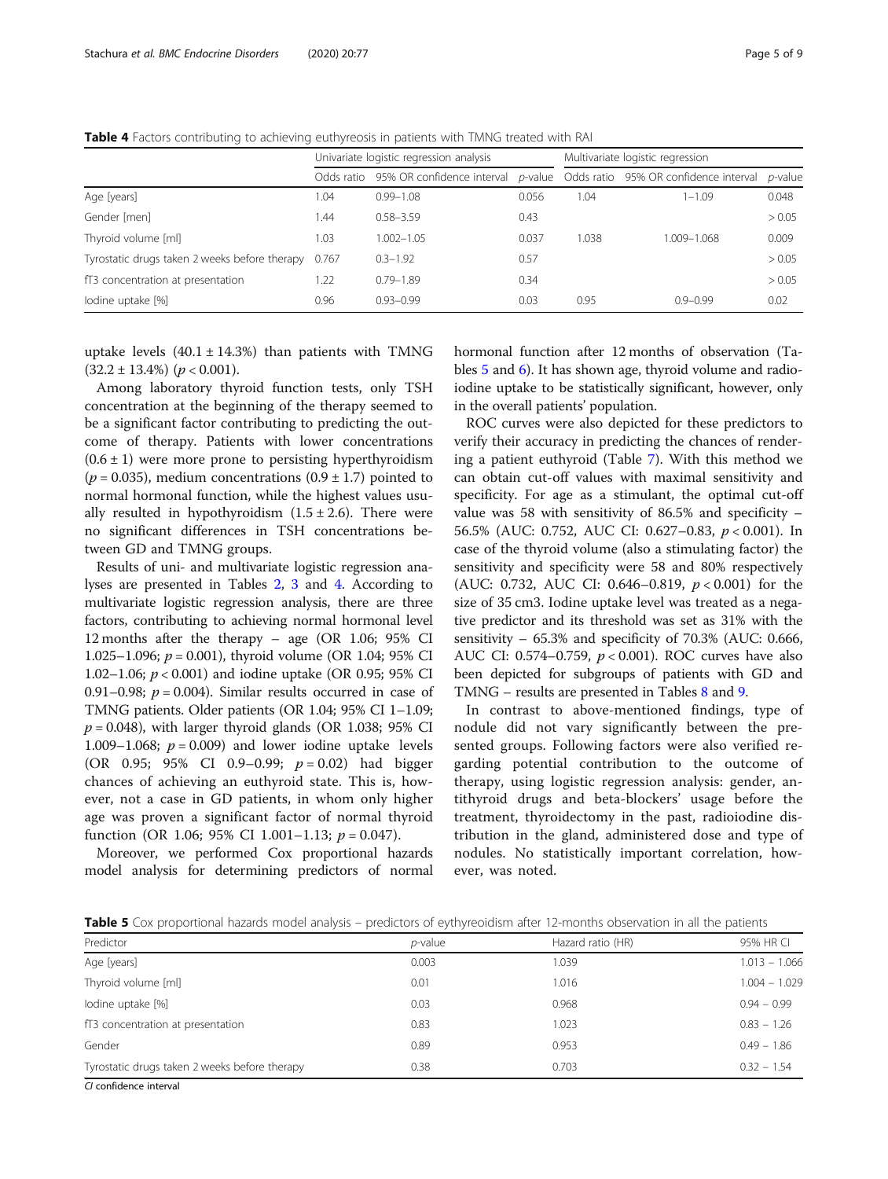**Table 4** Factors contributing to achieving euthyreosis in patients with TMNG treated with RAI

| | Univariate logistic regression analysis | | | Multivariate logistic regression | | |
|---|---|---|---|---|---|---|
| | Odds ratio | 95% OR confidence interval | *p*-value | Odds ratio | 95% OR confidence interval | *p*-value |
| Age [years] | 1.04 | 0.99–1.08 | 0.056 | 1.04 | 1–1.09 | 0.048 |
| Gender [men] | 1.44 | 0.58–3.59 | 0.43 | | | > 0.05 |
| Thyroid volume [ml] | 1.03 | 1.002–1.05 | 0.037 | 1.038 | 1.009–1.068 | 0.009 |
| Tyrostatic drugs taken 2 weeks before therapy | 0.767 | 0.3–1.92 | 0.57 | | | > 0.05 |
| fT3 concentration at presentation | 1.22 | 0.79–1.89 | 0.34 | | | > 0.05 |
| Iodine uptake [%] | 0.96 | 0.93–0.99 | 0.03 | 0.95 | 0.9–0.99 | 0.02 |

uptake levels (40.1 ± 14.3%) than patients with TMNG (32.2 ± 13.4%) ($p < 0.001$).

Among laboratory thyroid function tests, only TSH concentration at the beginning of the therapy seemed to be a significant factor contributing to predicting the outcome of therapy. Patients with lower concentrations (0.6 ± 1) were more prone to persisting hyperthyroidism ($p = 0.035$), medium concentrations (0.9 ± 1.7) pointed to normal hormonal function, while the highest values usually resulted in hypothyroidism (1.5 ± 2.6). There were no significant differences in TSH concentrations between GD and TMNG groups.

Results of uni- and multivariate logistic regression analyses are presented in Tables 2, 3 and 4. According to multivariate logistic regression analysis, there are three factors, contributing to achieving normal hormonal level 12 months after the therapy – age (OR 1.06; 95% CI 1.025–1.096; $p = 0.001$), thyroid volume (OR 1.04; 95% CI 1.02–1.06; $p < 0.001$) and iodine uptake (OR 0.95; 95% CI 0.91–0.98; $p = 0.004$). Similar results occurred in case of TMNG patients. Older patients (OR 1.04; 95% CI 1–1.09; $p = 0.048$), with larger thyroid glands (OR 1.038; 95% CI 1.009–1.068; $p = 0.009$) and lower iodine uptake levels (OR 0.95; 95% CI 0.9–0.99; $p = 0.02$) had bigger chances of achieving an euthyroid state. This is, however, not a case in GD patients, in whom only higher age was proven a significant factor of normal thyroid function (OR 1.06; 95% CI 1.001–1.13; $p = 0.047$).

Moreover, we performed Cox proportional hazards model analysis for determining predictors of normal hormonal function after 12 months of observation (Tables 5 and 6). It has shown age, thyroid volume and radioiodine uptake to be statistically significant, however, only in the overall patients' population.

ROC curves were also depicted for these predictors to verify their accuracy in predicting the chances of rendering a patient euthyroid (Table 7). With this method we can obtain cut-off values with maximal sensitivity and specificity. For age as a stimulant, the optimal cut-off value was 58 with sensitivity of 86.5% and specificity – 56.5% (AUC: 0.752, AUC CI: 0.627–0.83, $p < 0.001$). In case of the thyroid volume (also a stimulating factor) the sensitivity and specificity were 58 and 80% respectively (AUC: 0.732, AUC CI: 0.646–0.819, $p < 0.001$) for the size of 35 cm3. Iodine uptake level was treated as a negative predictor and its threshold was set as 31% with the sensitivity – 65.3% and specificity of 70.3% (AUC: 0.666, AUC CI: 0.574–0.759, $p < 0.001$). ROC curves have also been depicted for subgroups of patients with GD and TMNG – results are presented in Tables 8 and 9.

In contrast to above-mentioned findings, type of nodule did not vary significantly between the presented groups. Following factors were also verified regarding potential contribution to the outcome of therapy, using logistic regression analysis: gender, antithyroid drugs and beta-blockers' usage before the treatment, thyroidectomy in the past, radioiodine distribution in the gland, administered dose and type of nodules. No statistically important correlation, however, was noted.

**Table 5** Cox proportional hazards model analysis – predictors of eythyreoidism after 12-months observation in all the patients

| Predictor | *p*-value | Hazard ratio (HR) | 95% HR CI |
|---|---|---|---|
| Age [years] | 0.003 | 1.039 | 1.013 – 1.066 |
| Thyroid volume [ml] | 0.01 | 1.016 | 1.004 – 1.029 |
| Iodine uptake [%] | 0.03 | 0.968 | 0.94 – 0.99 |
| fT3 concentration at presentation | 0.83 | 1.023 | 0.83 – 1.26 |
| Gender | 0.89 | 0.953 | 0.49 – 1.86 |
| Tyrostatic drugs taken 2 weeks before therapy | 0.38 | 0.703 | 0.32 – 1.54 |

*CI* confidence interval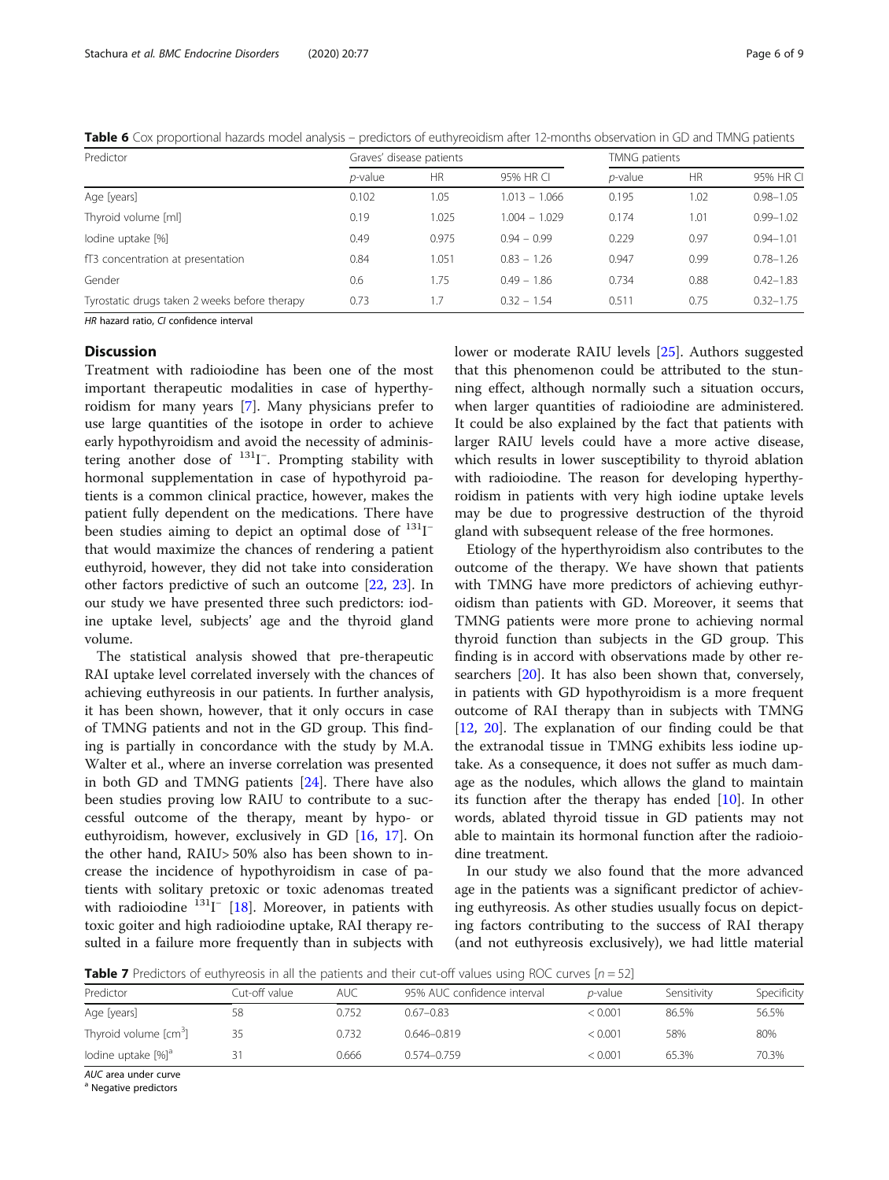**Table 6** Cox proportional hazards model analysis – predictors of euthyreoidism after 12-months observation in GD and TMNG patients

| Predictor | Graves' disease patients | | | TMNG patients | | |
|---|---|---|---|---|---|---|
| | *p*-value | HR | 95% HR CI | *p*-value | HR | 95% HR CI |
| Age [years] | 0.102 | 1.05 | 1.013 – 1.066 | 0.195 | 1.02 | 0.98–1.05 |
| Thyroid volume [ml] | 0.19 | 1.025 | 1.004 – 1.029 | 0.174 | 1.01 | 0.99–1.02 |
| Iodine uptake [%] | 0.49 | 0.975 | 0.94 – 0.99 | 0.229 | 0.97 | 0.94–1.01 |
| fT3 concentration at presentation | 0.84 | 1.051 | 0.83 – 1.26 | 0.947 | 0.99 | 0.78–1.26 |
| Gender | 0.6 | 1.75 | 0.49 – 1.86 | 0.734 | 0.88 | 0.42–1.83 |
| Tyrostatic drugs taken 2 weeks before therapy | 0.73 | 1.7 | 0.32 – 1.54 | 0.511 | 0.75 | 0.32–1.75 |

*HR* hazard ratio, *CI* confidence interval

## Discussion

Treatment with radioiodine has been one of the most important therapeutic modalities in case of hyperthyroidism for many years [7]. Many physicians prefer to use large quantities of the isotope in order to achieve early hypothyroidism and avoid the necessity of administering another dose of $^{131}I^{-}$. Prompting stability with hormonal supplementation in case of hypothyroid patients is a common clinical practice, however, makes the patient fully dependent on the medications. There have been studies aiming to depict an optimal dose of $^{131}I^{-}$ that would maximize the chances of rendering a patient euthyroid, however, they did not take into consideration other factors predictive of such an outcome [22, 23]. In our study we have presented three such predictors: iodine uptake level, subjects' age and the thyroid gland volume.

The statistical analysis showed that pre-therapeutic RAI uptake level correlated inversely with the chances of achieving euthyreosis in our patients. In further analysis, it has been shown, however, that it only occurs in case of TMNG patients and not in the GD group. This finding is partially in concordance with the study by M.A. Walter et al., where an inverse correlation was presented in both GD and TMNG patients [24]. There have also been studies proving low RAIU to contribute to a successful outcome of the therapy, meant by hypo- or euthyroidism, however, exclusively in GD [16, 17]. On the other hand, RAIU> 50% also has been shown to increase the incidence of hypothyroidism in case of patients with solitary pretoxic or toxic adenomas treated with radioiodine $^{131}I^{-}$ [18]. Moreover, in patients with toxic goiter and high radioiodine uptake, RAI therapy resulted in a failure more frequently than in subjects with lower or moderate RAIU levels [25]. Authors suggested that this phenomenon could be attributed to the stunning effect, although normally such a situation occurs, when larger quantities of radioiodine are administered. It could be also explained by the fact that patients with larger RAIU levels could have a more active disease, which results in lower susceptibility to thyroid ablation with radioiodine. The reason for developing hyperthyroidism in patients with very high iodine uptake levels may be due to progressive destruction of the thyroid gland with subsequent release of the free hormones.

Etiology of the hyperthyroidism also contributes to the outcome of the therapy. We have shown that patients with TMNG have more predictors of achieving euthyroidism than patients with GD. Moreover, it seems that TMNG patients were more prone to achieving normal thyroid function than subjects in the GD group. This finding is in accord with observations made by other researchers [20]. It has also been shown that, conversely, in patients with GD hypothyroidism is a more frequent outcome of RAI therapy than in subjects with TMNG [12, 20]. The explanation of our finding could be that the extranodal tissue in TMNG exhibits less iodine uptake. As a consequence, it does not suffer as much damage as the nodules, which allows the gland to maintain its function after the therapy has ended [10]. In other words, ablated thyroid tissue in GD patients may not able to maintain its hormonal function after the radioiodine treatment.

In our study we also found that the more advanced age in the patients was a significant predictor of achieving euthyreosis. As other studies usually focus on depicting factors contributing to the success of RAI therapy (and not euthyreosis exclusively), we had little material

**Table 7** Predictors of euthyreosis in all the patients and their cut-off values using ROC curves [$n = 52$]

| Predictor | Cut-off value | AUC | 95% AUC confidence interval | *p*-value | Sensitivity | Specificity |
|---|---|---|---|---|---|---|
| Age [years] | 58 | 0.752 | 0.67–0.83 | < 0.001 | 86.5% | 56.5% |
| Thyroid volume [$cm^3$] | 35 | 0.732 | 0.646–0.819 | < 0.001 | 58% | 80% |
| Iodine uptake [%][a] | 31 | 0.666 | 0.574–0.759 | < 0.001 | 65.3% | 70.3% |

*AUC* area under curve

[a] Negative predictors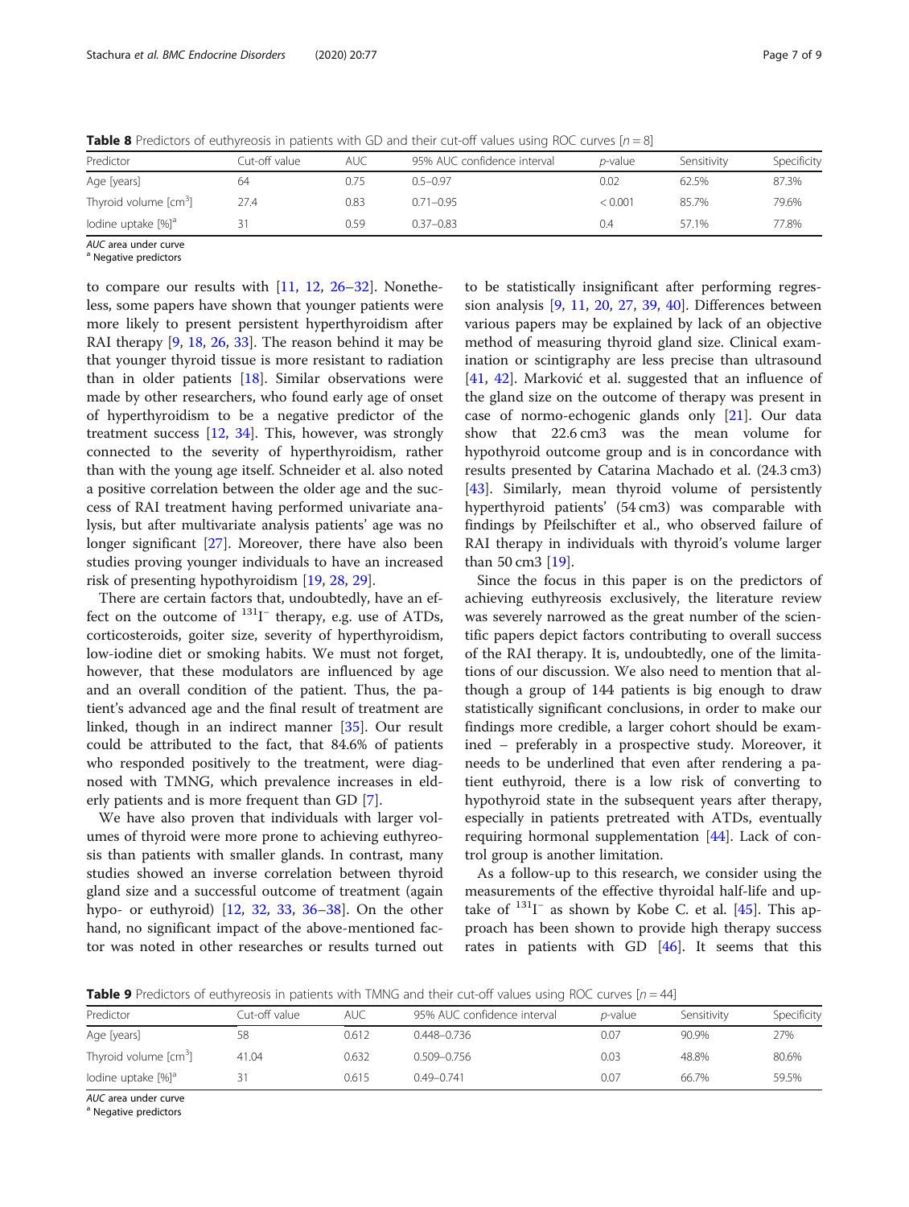**Table 8** Predictors of euthyreosis in patients with GD and their cut-off values using ROC curves [$n = 8$]

| Predictor | Cut-off value | AUC | 95% AUC confidence interval | $p$-value | Sensitivity | Specificity |
|---|---|---|---|---|---|---|
| Age [years] | 64 | 0.75 | 0.5–0.97 | 0.02 | 62.5% | 87.3% |
| Thyroid volume [cm$^3$] | 27.4 | 0.83 | 0.71–0.95 | < 0.001 | 85.7% | 79.6% |
| Iodine uptake [%][a] | 31 | 0.59 | 0.37–0.83 | 0.4 | 57.1% | 77.8% |

*AUC* area under curve
[a] Negative predictors

to compare our results with [11, 12, 26–32]. Nonetheless, some papers have shown that younger patients were more likely to present persistent hyperthyroidism after RAI therapy [9, 18, 26, 33]. The reason behind it may be that younger thyroid tissue is more resistant to radiation than in older patients [18]. Similar observations were made by other researchers, who found early age of onset of hyperthyroidism to be a negative predictor of the treatment success [12, 34]. This, however, was strongly connected to the severity of hyperthyroidism, rather than with the young age itself. Schneider et al. also noted a positive correlation between the older age and the success of RAI treatment having performed univariate analysis, but after multivariate analysis patients' age was no longer significant [27]. Moreover, there have also been studies proving younger individuals to have an increased risk of presenting hypothyroidism [19, 28, 29].

There are certain factors that, undoubtedly, have an effect on the outcome of $^{131}I^-$ therapy, e.g. use of ATDs, corticosteroids, goiter size, severity of hyperthyroidism, low-iodine diet or smoking habits. We must not forget, however, that these modulators are influenced by age and an overall condition of the patient. Thus, the patient's advanced age and the final result of treatment are linked, though in an indirect manner [35]. Our result could be attributed to the fact, that 84.6% of patients who responded positively to the treatment, were diagnosed with TMNG, which prevalence increases in elderly patients and is more frequent than GD [7].

We have also proven that individuals with larger volumes of thyroid were more prone to achieving euthyreosis than patients with smaller glands. In contrast, many studies showed an inverse correlation between thyroid gland size and a successful outcome of treatment (again hypo- or euthyroid) [12, 32, 33, 36–38]. On the other hand, no significant impact of the above-mentioned factor was noted in other researches or results turned out to be statistically insignificant after performing regression analysis [9, 11, 20, 27, 39, 40]. Differences between various papers may be explained by lack of an objective method of measuring thyroid gland size. Clinical examination or scintigraphy are less precise than ultrasound [41, 42]. Marković et al. suggested that an influence of the gland size on the outcome of therapy was present in case of normo-echogenic glands only [21]. Our data show that 22.6 cm3 was the mean volume for hypothyroid outcome group and is in concordance with results presented by Catarina Machado et al. (24.3 cm3) [43]. Similarly, mean thyroid volume of persistently hyperthyroid patients' (54 cm3) was comparable with findings by Pfeilschifter et al., who observed failure of RAI therapy in individuals with thyroid's volume larger than 50 cm3 [19].

Since the focus in this paper is on the predictors of achieving euthyreosis exclusively, the literature review was severely narrowed as the great number of the scientific papers depict factors contributing to overall success of the RAI therapy. It is, undoubtedly, one of the limitations of our discussion. We also need to mention that although a group of 144 patients is big enough to draw statistically significant conclusions, in order to make our findings more credible, a larger cohort should be examined – preferably in a prospective study. Moreover, it needs to be underlined that even after rendering a patient euthyroid, there is a low risk of converting to hypothyroid state in the subsequent years after therapy, especially in patients pretreated with ATDs, eventually requiring hormonal supplementation [44]. Lack of control group is another limitation.

As a follow-up to this research, we consider using the measurements of the effective thyroidal half-life and uptake of $^{131}I^-$ as shown by Kobe C. et al. [45]. This approach has been shown to provide high therapy success rates in patients with GD [46]. It seems that this

**Table 9** Predictors of euthyreosis in patients with TMNG and their cut-off values using ROC curves [$n = 44$]

| Predictor | Cut-off value | AUC | 95% AUC confidence interval | $p$-value | Sensitivity | Specificity |
|---|---|---|---|---|---|---|
| Age [years] | 58 | 0.612 | 0.448–0.736 | 0.07 | 90.9% | 27% |
| Thyroid volume [cm$^3$] | 41.04 | 0.632 | 0.509–0.756 | 0.03 | 48.8% | 80.6% |
| Iodine uptake [%][a] | 31 | 0.615 | 0.49–0.741 | 0.07 | 66.7% | 59.5% |

*AUC* area under curve
[a] Negative predictors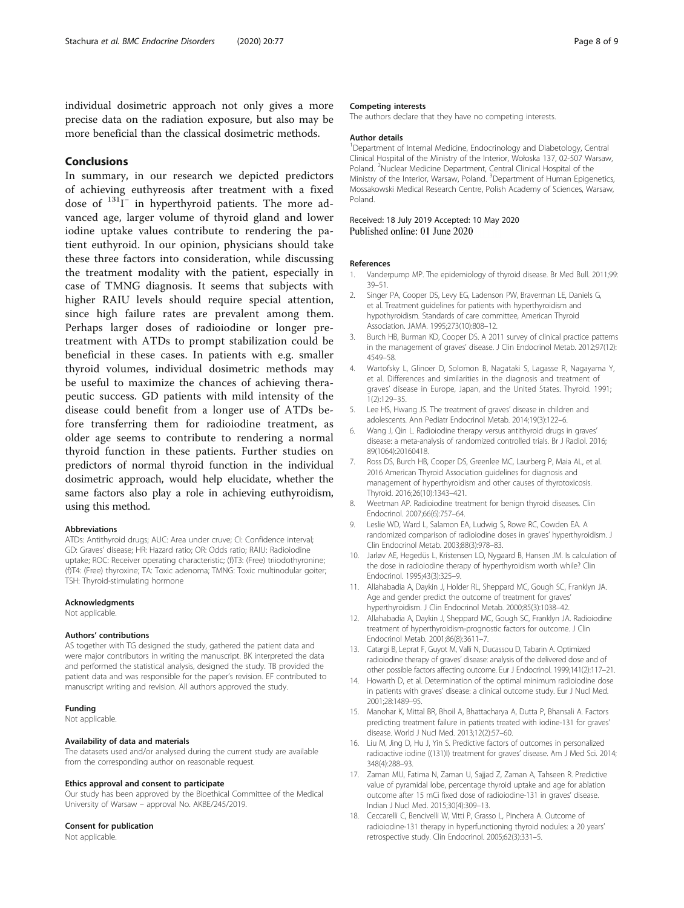individual dosimetric approach not only gives a more precise data on the radiation exposure, but also may be more beneficial than the classical dosimetric methods.

## Conclusions

In summary, in our research we depicted predictors of achieving euthyreosis after treatment with a fixed dose of $^{131}I^{-}$ in hyperthyroid patients. The more advanced age, larger volume of thyroid gland and lower iodine uptake values contribute to rendering the patient euthyroid. In our opinion, physicians should take these three factors into consideration, while discussing the treatment modality with the patient, especially in case of TMNG diagnosis. It seems that subjects with higher RAIU levels should require special attention, since high failure rates are prevalent among them. Perhaps larger doses of radioiodine or longer pretreatment with ATDs to prompt stabilization could be beneficial in these cases. In patients with e.g. smaller thyroid volumes, individual dosimetric methods may be useful to maximize the chances of achieving therapeutic success. GD patients with mild intensity of the disease could benefit from a longer use of ATDs before transferring them for radioiodine treatment, as older age seems to contribute to rendering a normal thyroid function in these patients. Further studies on predictors of normal thyroid function in the individual dosimetric approach, would help elucidate, whether the same factors also play a role in achieving euthyroidism, using this method.

#### Abbreviations

ATDs: Antithyroid drugs; AUC: Area under cruve; CI: Confidence interval; GD: Graves' disease; HR: Hazard ratio; OR: Odds ratio; RAIU: Radioiodine uptake; ROC: Receiver operating characteristic; (f)T3: (Free) triiodothyronine; (f)T4: (Free) thyroxine; TA: Toxic adenoma; TMNG: Toxic multinodular goiter; TSH: Thyroid-stimulating hormone

#### Acknowledgments

Not applicable.

#### Authors' contributions

AS together with TG designed the study, gathered the patient data and were major contributors in writing the manuscript. BK interpreted the data and performed the statistical analysis, designed the study. TB provided the patient data and was responsible for the paper's revision. EF contributed to manuscript writing and revision. All authors approved the study.

#### Funding

Not applicable.

#### Availability of data and materials

The datasets used and/or analysed during the current study are available from the corresponding author on reasonable request.

#### Ethics approval and consent to participate

Our study has been approved by the Bioethical Committee of the Medical University of Warsaw – approval No. AKBE/245/2019.

#### Consent for publication

Not applicable.

#### Competing interests

The authors declare that they have no competing interests.

#### Author details

[1]Department of Internal Medicine, Endocrinology and Diabetology, Central Clinical Hospital of the Ministry of the Interior, Wołoska 137, 02-507 Warsaw, Poland. [2]Nuclear Medicine Department, Central Clinical Hospital of the Ministry of the Interior, Warsaw, Poland. [3]Department of Human Epigenetics, Mossakowski Medical Research Centre, Polish Academy of Sciences, Warsaw, Poland.

Received: 18 July 2019 Accepted: 10 May 2020
Published online: 01 June 2020

#### References

1. Vanderpump MP. The epidemiology of thyroid disease. Br Med Bull. 2011;99: 39–51.
2. Singer PA, Cooper DS, Levy EG, Ladenson PW, Braverman LE, Daniels G, et al. Treatment guidelines for patients with hyperthyroidism and hypothyroidism. Standards of care committee, American Thyroid Association. JAMA. 1995;273(10):808–12.
3. Burch HB, Burman KD, Cooper DS. A 2011 survey of clinical practice patterns in the management of graves' disease. J Clin Endocrinol Metab. 2012;97(12): 4549–58.
4. Wartofsky L, Glinoer D, Solomon B, Nagataki S, Lagasse R, Nagayama Y, et al. Differences and similarities in the diagnosis and treatment of graves' disease in Europe, Japan, and the United States. Thyroid. 1991; 1(2):129–35.
5. Lee HS, Hwang JS. The treatment of graves' disease in children and adolescents. Ann Pediatr Endocrinol Metab. 2014;19(3):122–6.
6. Wang J, Qin L. Radioiodine therapy versus antithyroid drugs in graves' disease: a meta-analysis of randomized controlled trials. Br J Radiol. 2016; 89(1064):20160418.
7. Ross DS, Burch HB, Cooper DS, Greenlee MC, Laurberg P, Maia AL, et al. 2016 American Thyroid Association guidelines for diagnosis and management of hyperthyroidism and other causes of thyrotoxicosis. Thyroid. 2016;26(10):1343–421.
8. Weetman AP. Radioiodine treatment for benign thyroid diseases. Clin Endocrinol. 2007;66(6):757–64.
9. Leslie WD, Ward L, Salamon EA, Ludwig S, Rowe RC, Cowden EA. A randomized comparison of radioiodine doses in graves' hyperthyroidism. J Clin Endocrinol Metab. 2003;88(3):978–83.
10. Jarløv AE, Hegedüs L, Kristensen LO, Nygaard B, Hansen JM. Is calculation of the dose in radioiodine therapy of hyperthyroidism worth while? Clin Endocrinol. 1995;43(3):325–9.
11. Allahabadia A, Daykin J, Holder RL, Sheppard MC, Gough SC, Franklyn JA. Age and gender predict the outcome of treatment for graves' hyperthyroidism. J Clin Endocrinol Metab. 2000;85(3):1038–42.
12. Allahabadia A, Daykin J, Sheppard MC, Gough SC, Franklyn JA. Radioiodine treatment of hyperthyroidism-prognostic factors for outcome. J Clin Endocrinol Metab. 2001;86(8):3611–7.
13. Catargi B, Leprat F, Guyot M, Valli N, Ducassou D, Tabarin A. Optimized radioiodine therapy of graves' disease: analysis of the delivered dose and of other possible factors affecting outcome. Eur J Endocrinol. 1999;141(2):117–21.
14. Howarth D, et al. Determination of the optimal minimum radioiodine dose in patients with graves' disease: a clinical outcome study. Eur J Nucl Med. 2001;28:1489–95.
15. Manohar K, Mittal BR, Bhoil A, Bhattacharya A, Dutta P, Bhansali A. Factors predicting treatment failure in patients treated with iodine-131 for graves' disease. World J Nucl Med. 2013;12(2):57–60.
16. Liu M, Jing D, Hu J, Yin S. Predictive factors of outcomes in personalized radioactive iodine ((131)I) treatment for graves' disease. Am J Med Sci. 2014; 348(4):288–93.
17. Zaman MU, Fatima N, Zaman U, Sajjad Z, Zaman A, Tahseen R. Predictive value of pyramidal lobe, percentage thyroid uptake and age for ablation outcome after 15 mCi fixed dose of radioiodine-131 in graves' disease. Indian J Nucl Med. 2015;30(4):309–13.
18. Ceccarelli C, Bencivelli W, Vitti P, Grasso L, Pinchera A. Outcome of radioiodine-131 therapy in hyperfunctioning thyroid nodules: a 20 years' retrospective study. Clin Endocrinol. 2005;62(3):331–5.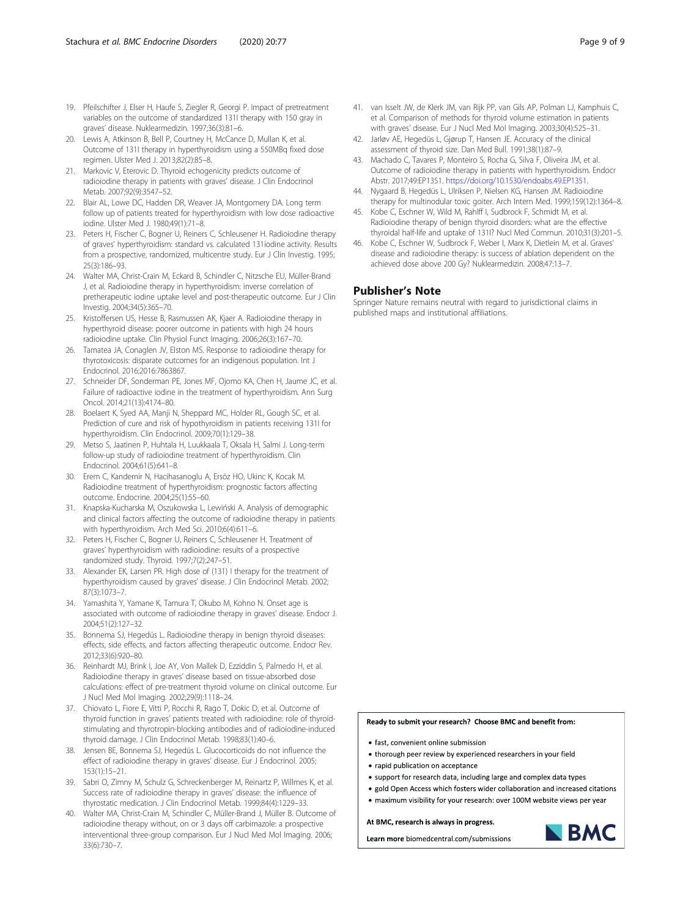19. Pfeilschifter J, Elser H, Haufe S, Ziegler R, Georgi P. Impact of pretreatment variables on the outcome of standardized 131I therapy with 150 gray in graves' disease. Nuklearmedizin. 1997;36(3):81–6.
20. Lewis A, Atkinson B, Bell P, Courtney H, McCance D, Mullan K, et al. Outcome of 131I therapy in hyperthyroidism using a 550MBq fixed dose regimen. Ulster Med J. 2013;82(2):85–8.
21. Markovic V, Eterovic D. Thyroid echogenicity predicts outcome of radioiodine therapy in patients with graves' disease. J Clin Endocrinol Metab. 2007;92(9):3547–52.
22. Blair AL, Lowe DC, Hadden DR, Weaver JA, Montgomery DA. Long term follow up of patients treated for hyperthyroidism with low dose radioactive iodine. Ulster Med J. 1980;49(1):71–8.
23. Peters H, Fischer C, Bogner U, Reiners C, Schleusener H. Radioiodine therapy of graves' hyperthyroidism: standard vs. calculated 131iodine activity. Results from a prospective, randomized, multicentre study. Eur J Clin Investig. 1995; 25(3):186–93.
24. Walter MA, Christ-Crain M, Eckard B, Schindler C, Nitzsche EU, Müller-Brand J, et al. Radioiodine therapy in hyperthyroidism: inverse correlation of pretherapeutic iodine uptake level and post-therapeutic outcome. Eur J Clin Investig. 2004;34(5):365–70.
25. Kristoffersen US, Hesse B, Rasmussen AK, Kjaer A. Radioiodine therapy in hyperthyroid disease: poorer outcome in patients with high 24 hours radioiodine uptake. Clin Physiol Funct Imaging. 2006;26(3):167–70.
26. Tamatea JA, Conaglen JV, Elston MS. Response to radioiodine therapy for thyrotoxicosis: disparate outcomes for an indigenous population. Int J Endocrinol. 2016;2016:7863867.
27. Schneider DF, Sonderman PE, Jones MF, Ojomo KA, Chen H, Jaume JC, et al. Failure of radioactive iodine in the treatment of hyperthyroidism. Ann Surg Oncol. 2014;21(13):4174–80.
28. Boelaert K, Syed AA, Manji N, Sheppard MC, Holder RL, Gough SC, et al. Prediction of cure and risk of hypothyroidism in patients receiving 131I for hyperthyroidism. Clin Endocrinol. 2009;70(1):129–38.
29. Metso S, Jaatinen P, Huhtala H, Luukkaala T, Oksala H, Salmi J. Long-term follow-up study of radioiodine treatment of hyperthyroidism. Clin Endocrinol. 2004;61(5):641–8.
30. Erem C, Kandemir N, Hacihasanoglu A, Ersöz HO, Ukinc K, Kocak M. Radioiodine treatment of hyperthyroidism: prognostic factors affecting outcome. Endocrine. 2004;25(1):55–60.
31. Knapska-Kucharska M, Oszukowska L, Lewiński A. Analysis of demographic and clinical factors affecting the outcome of radioiodine therapy in patients with hyperthyroidism. Arch Med Sci. 2010;6(4):611–6.
32. Peters H, Fischer C, Bogner U, Reiners C, Schleusener H. Treatment of graves' hyperthyroidism with radioiodine: results of a prospective randomized study. Thyroid. 1997;7(2):247–51.
33. Alexander EK, Larsen PR. High dose of (131) I therapy for the treatment of hyperthyroidism caused by graves' disease. J Clin Endocrinol Metab. 2002; 87(3):1073–7.
34. Yamashita Y, Yamane K, Tamura T, Okubo M, Kohno N. Onset age is associated with outcome of radioiodine therapy in graves' disease. Endocr J. 2004;51(2):127–32.
35. Bonnema SJ, Hegedüs L. Radioiodine therapy in benign thyroid diseases: effects, side effects, and factors affecting therapeutic outcome. Endocr Rev. 2012;33(6):920–80.
36. Reinhardt MJ, Brink I, Joe AY, Von Mallek D, Ezziddin S, Palmedo H, et al. Radioiodine therapy in graves' disease based on tissue-absorbed dose calculations: effect of pre-treatment thyroid volume on clinical outcome. Eur J Nucl Med Mol Imaging. 2002;29(9):1118–24.
37. Chiovato L, Fiore E, Vitti P, Rocchi R, Rago T, Dokic D, et al. Outcome of thyroid function in graves' patients treated with radioiodine: role of thyroid-stimulating and thyrotropin-blocking antibodies and of radioiodine-induced thyroid damage. J Clin Endocrinol Metab. 1998;83(1):40–6.
38. Jensen BE, Bonnema SJ, Hegedüs L. Glucocorticoids do not influence the effect of radioiodine therapy in graves' disease. Eur J Endocrinol. 2005; 153(1):15–21.
39. Sabri O, Zimny M, Schulz G, Schreckenberger M, Reinartz P, Willmes K, et al. Success rate of radioiodine therapy in graves' disease: the influence of thyrostatic medication. J Clin Endocrinol Metab. 1999;84(4):1229–33.
40. Walter MA, Christ-Crain M, Schindler C, Müller-Brand J, Müller B. Outcome of radioiodine therapy without, on or 3 days off carbimazole: a prospective interventional three-group comparison. Eur J Nucl Med Mol Imaging. 2006; 33(6):730–7.
41. van Isselt JW, de Klerk JM, van Rijk PP, van Gils AP, Polman LJ, Kamphuis C, et al. Comparison of methods for thyroid volume estimation in patients with graves' disease. Eur J Nucl Med Mol Imaging. 2003;30(4):525–31.
42. Jarløv AE, Hegedüs L, Gjørup T, Hansen JE. Accuracy of the clinical assessment of thyroid size. Dan Med Bull. 1991;38(1):87–9.
43. Machado C, Tavares P, Monteiro S, Rocha G, Silva F, Oliveira JM, et al. Outcome of radioiodine therapy in patients with hyperthyroidism. Endocr Abstr. 2017;49:EP1351. https://doi.org/10.1530/endoabs.49.EP1351.
44. Nygaard B, Hegedüs L, Ulriksen P, Nielsen KG, Hansen JM. Radioiodine therapy for multinodular toxic goiter. Arch Intern Med. 1999;159(12):1364–8.
45. Kobe C, Eschner W, Wild M, Rahlff I, Sudbrock F, Schmidt M, et al. Radioiodine therapy of benign thyroid disorders: what are the effective thyroidal half-life and uptake of 131I? Nucl Med Commun. 2010;31(3):201–5.
46. Kobe C, Eschner W, Sudbrock F, Weber I, Marx K, Dietlein M, et al. Graves' disease and radioiodine therapy: is success of ablation dependent on the achieved dose above 200 Gy? Nuklearmedizin. 2008;47:13–7.

## Publisher's Note

Springer Nature remains neutral with regard to jurisdictional claims in published maps and institutional affiliations.

**Ready to submit your research? Choose BMC and benefit from:**

- fast, convenient online submission
- thorough peer review by experienced researchers in your field
- rapid publication on acceptance
- support for research data, including large and complex data types
- gold Open Access which fosters wider collaboration and increased citations
- maximum visibility for your research: over 100M website views per year

**At BMC, research is always in progress.**

**Learn more** biomedcentral.com/submissions